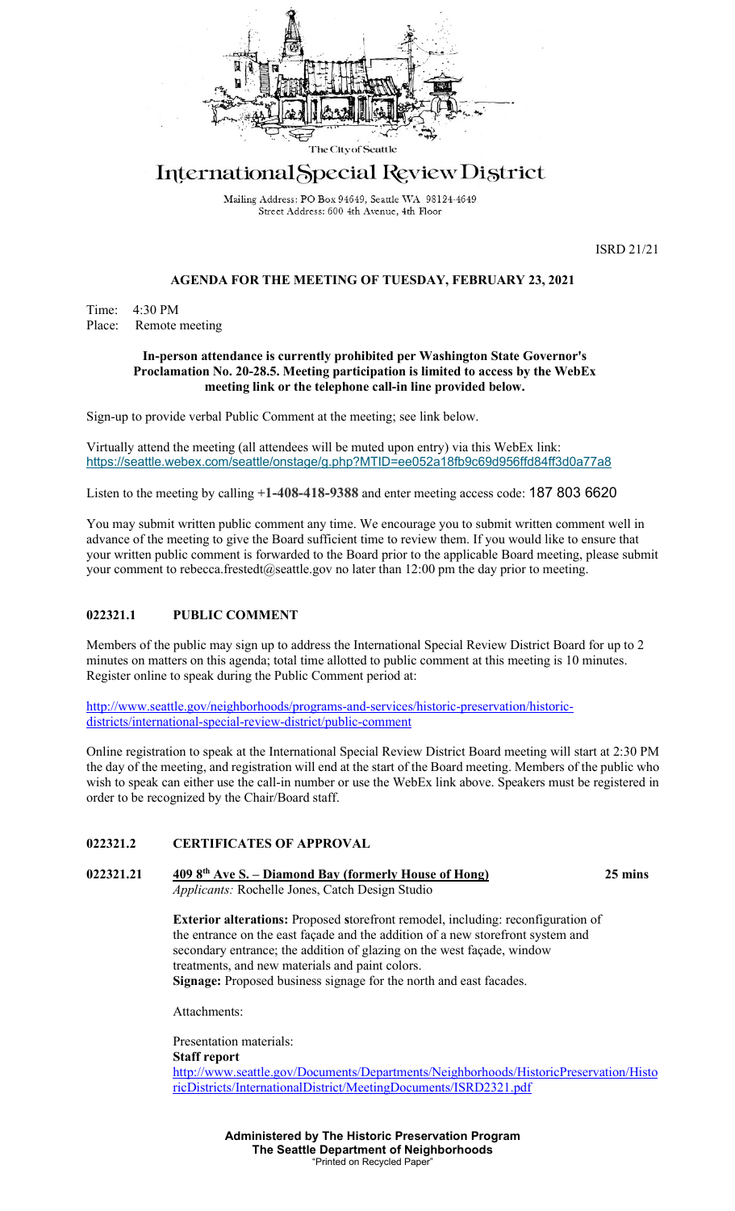The City of Seattle

# International Special Review District

Mailing Address: PO Box 94649, Seattle WA 98124-4649
Street Address: 600 4th Avenue, 4th Floor

ISRD 21/21

## AGENDA FOR THE MEETING OF TUESDAY, FEBRUARY 23, 2021

Time: 4:30 PM
Place: Remote meeting

**In-person attendance is currently prohibited per Washington State Governor's Proclamation No. 20-28.5. Meeting participation is limited to access by the WebEx meeting link or the telephone call-in line provided below.**

Sign-up to provide verbal Public Comment at the meeting; see link below.

Virtually attend the meeting (all attendees will be muted upon entry) via this WebEx link:
https://seattle.webex.com/seattle/onstage/g.php?MTID=ee052a18fb9c69d956ffd84ff3d0a77a8

Listen to the meeting by calling **+1-408-418-9388** and enter meeting access code: 187 803 6620

You may submit written public comment any time. We encourage you to submit written comment well in advance of the meeting to give the Board sufficient time to review them. If you would like to ensure that your written public comment is forwarded to the Board prior to the applicable Board meeting, please submit your comment to rebecca.frestedt@seattle.gov no later than 12:00 pm the day prior to meeting.

### 022321.1 PUBLIC COMMENT

Members of the public may sign up to address the International Special Review District Board for up to 2 minutes on matters on this agenda; total time allotted to public comment at this meeting is 10 minutes. Register online to speak during the Public Comment period at:

http://www.seattle.gov/neighborhoods/programs-and-services/historic-preservation/historic-districts/international-special-review-district/public-comment

Online registration to speak at the International Special Review District Board meeting will start at 2:30 PM the day of the meeting, and registration will end at the start of the Board meeting. Members of the public who wish to speak can either use the call-in number or use the WebEx link above. Speakers must be registered in order to be recognized by the Chair/Board staff.

### 022321.2 CERTIFICATES OF APPROVAL

**022321.21 409 8th Ave S. – Diamond Bay (formerly House of Hong)** **25 mins**
*Applicants:* Rochelle Jones, Catch Design Studio

**Exterior alterations:** Proposed storefront remodel, including: reconfiguration of the entrance on the east façade and the addition of a new storefront system and secondary entrance; the addition of glazing on the west façade, window treatments, and new materials and paint colors.
**Signage:** Proposed business signage for the north and east facades.

Attachments:

Presentation materials:
**Staff report**
http://www.seattle.gov/Documents/Departments/Neighborhoods/HistoricPreservation/HistoricDistricts/InternationalDistrict/MeetingDocuments/ISRD2321.pdf

**Administered by The Historic Preservation Program**
**The Seattle Department of Neighborhoods**
"Printed on Recycled Paper"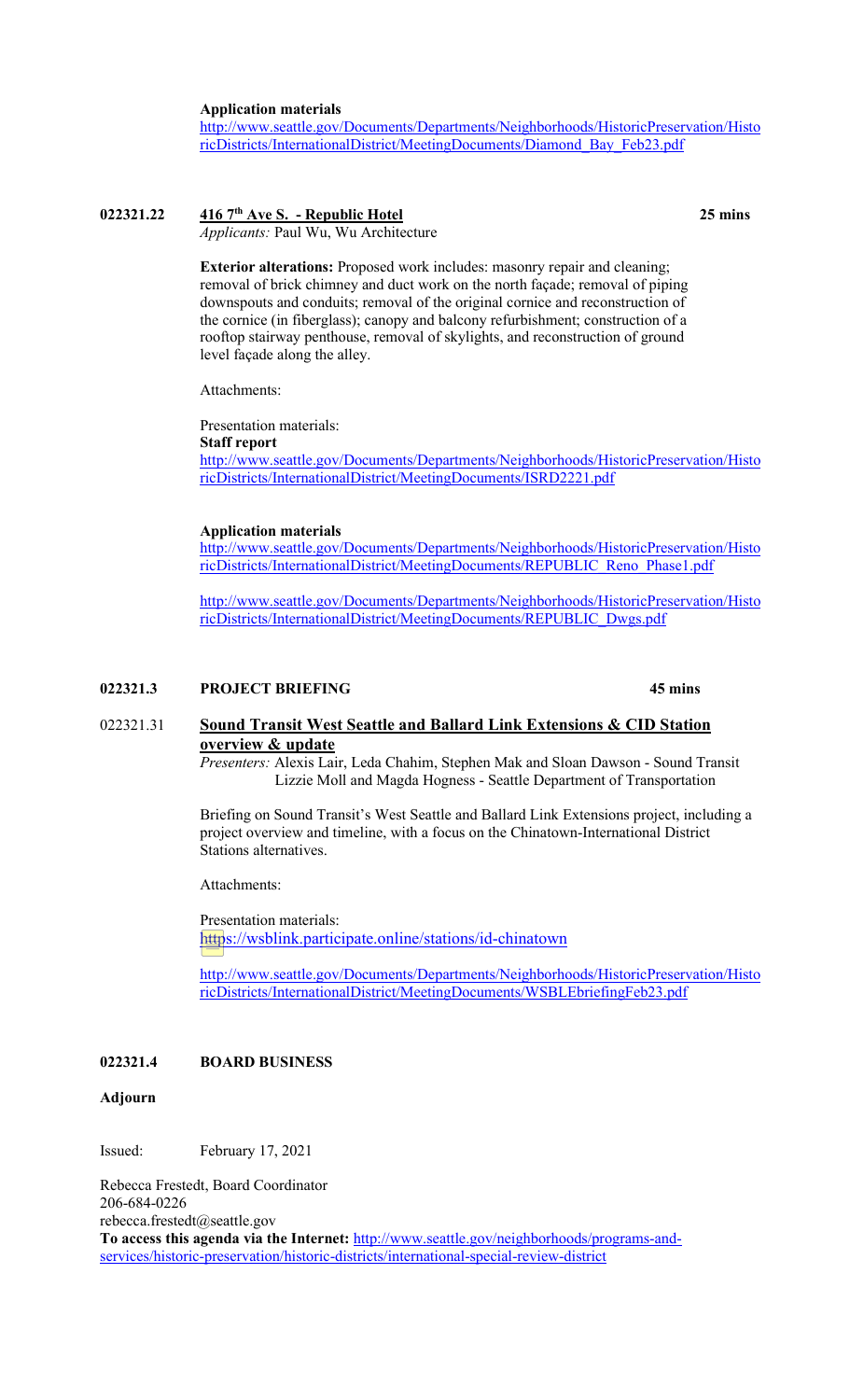**Application materials**
http://www.seattle.gov/Documents/Departments/Neighborhoods/HistoricPreservation/HistoricDistricts/InternationalDistrict/MeetingDocuments/Diamond_Bay_Feb23.pdf

**022321.22** **416 7th Ave S. - Republic Hotel** **25 mins**
*Applicants:* Paul Wu, Wu Architecture

**Exterior alterations:** Proposed work includes: masonry repair and cleaning; removal of brick chimney and duct work on the north façade; removal of piping downspouts and conduits; removal of the original cornice and reconstruction of the cornice (in fiberglass); canopy and balcony refurbishment; construction of a rooftop stairway penthouse, removal of skylights, and reconstruction of ground level façade along the alley.

Attachments:

Presentation materials:
**Staff report**
http://www.seattle.gov/Documents/Departments/Neighborhoods/HistoricPreservation/HistoricDistricts/InternationalDistrict/MeetingDocuments/ISRD2221.pdf

**Application materials**
http://www.seattle.gov/Documents/Departments/Neighborhoods/HistoricPreservation/HistoricDistricts/InternationalDistrict/MeetingDocuments/REPUBLIC_Reno_Phase1.pdf

http://www.seattle.gov/Documents/Departments/Neighborhoods/HistoricPreservation/HistoricDistricts/InternationalDistrict/MeetingDocuments/REPUBLIC_Dwgs.pdf

**022321.3** **PROJECT BRIEFING** **45 mins**

022321.31 **Sound Transit West Seattle and Ballard Link Extensions & CID Station overview & update**
*Presenters:* Alexis Lair, Leda Chahim, Stephen Mak and Sloan Dawson - Sound Transit
Lizzie Moll and Magda Hogness - Seattle Department of Transportation

Briefing on Sound Transit's West Seattle and Ballard Link Extensions project, including a project overview and timeline, with a focus on the Chinatown-International District Stations alternatives.

Attachments:

Presentation materials:
https://wsblink.participate.online/stations/id-chinatown

http://www.seattle.gov/Documents/Departments/Neighborhoods/HistoricPreservation/HistoricDistricts/InternationalDistrict/MeetingDocuments/WSBLEbriefingFeb23.pdf

**022321.4** **BOARD BUSINESS**

**Adjourn**

Issued: February 17, 2021

Rebecca Frestedt, Board Coordinator
206-684-0226
rebecca.frestedt@seattle.gov
**To access this agenda via the Internet:** http://www.seattle.gov/neighborhoods/programs-and-services/historic-preservation/historic-districts/international-special-review-district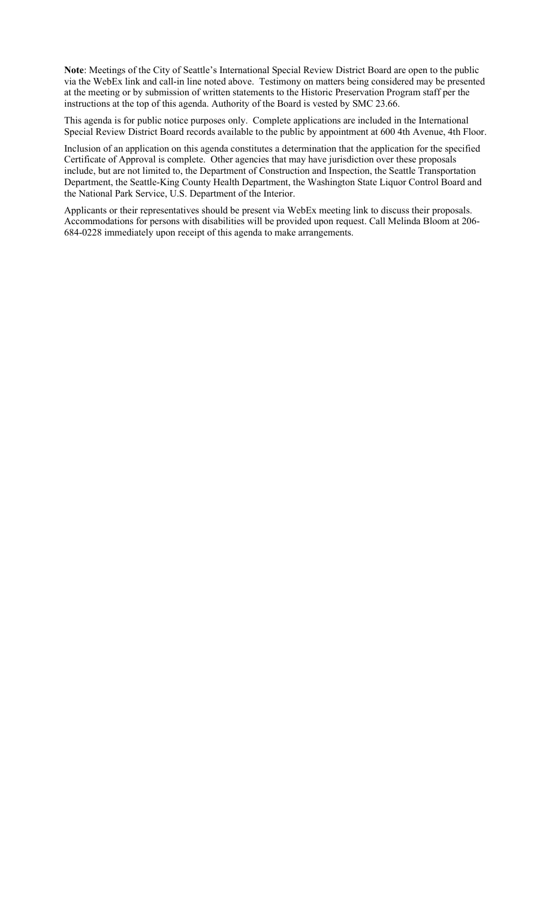**Note**: Meetings of the City of Seattle's International Special Review District Board are open to the public via the WebEx link and call-in line noted above. Testimony on matters being considered may be presented at the meeting or by submission of written statements to the Historic Preservation Program staff per the instructions at the top of this agenda. Authority of the Board is vested by SMC 23.66.

This agenda is for public notice purposes only. Complete applications are included in the International Special Review District Board records available to the public by appointment at 600 4th Avenue, 4th Floor.

Inclusion of an application on this agenda constitutes a determination that the application for the specified Certificate of Approval is complete. Other agencies that may have jurisdiction over these proposals include, but are not limited to, the Department of Construction and Inspection, the Seattle Transportation Department, the Seattle-King County Health Department, the Washington State Liquor Control Board and the National Park Service, U.S. Department of the Interior.

Applicants or their representatives should be present via WebEx meeting link to discuss their proposals. Accommodations for persons with disabilities will be provided upon request. Call Melinda Bloom at 206-684-0228 immediately upon receipt of this agenda to make arrangements.